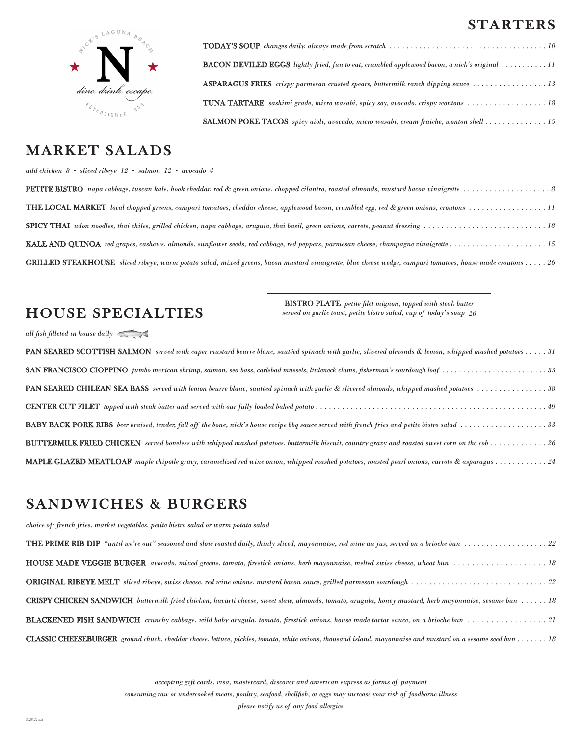NICK'S LAGUNA BEACH

N

dine. drink. escape.

ESTABLISHED 2008

## STARTERS

**TODAY'S SOUP** *changes daily, always made from scratch* . . . 10

**BACON DEVILED EGGS** *lightly fried, fun to eat, crumbled applewood bacon, a nick's original* . . . 11

**ASPARAGUS FRIES** *crispy parmesan crusted spears, buttermilk ranch dipping sauce* . . . 13

**TUNA TARTARE** *sashimi grade, micro wasabi, spicy soy, avocado, crispy wontons* . . . 18

**SALMON POKE TACOS** *spicy aioli, avocado, micro wasabi, cream fraiche, wonton shell* . . . 15

## MARKET SALADS

*add chicken 8 • sliced ribeye 12 • salmon 12 • avocado 4*

**PETITE BISTRO** *napa cabbage, tuscan kale, hook cheddar, red & green onions, chopped cilantro, roasted almonds, mustard bacon vinaigrette* . . . 8

**THE LOCAL MARKET** *local chopped greens, campari tomatoes, cheddar cheese, applewood bacon, crumbled egg, red & green onions, croutons* . . . 11

**SPICY THAI** *udon noodles, thai chiles, grilled chicken, napa cabbage, arugula, thai basil, green onions, carrots, peanut dressing* . . . 18

**KALE AND QUINOA** *red grapes, cashews, almonds, sunflower seeds, red cabbage, red peppers, parmesan cheese, champagne vinaigrette* . . . 15

**GRILLED STEAKHOUSE** *sliced ribeye, warm potato salad, mixed greens, bacon mustard vinaigrette, blue cheese wedge, campari tomatoes, house made croutons* . . . 26

## HOUSE SPECIALTIES

**BISTRO PLATE** *petite filet mignon, topped with steak butter served on garlic toast, petite bistro salad, cup of today's soup* 26

*all fish filleted in house daily*

**PAN SEARED SCOTTISH SALMON** *served with caper mustard beurre blanc, sautéed spinach with garlic, slivered almonds & lemon, whipped mashed potatoes* . . . 31

**SAN FRANCISCO CIOPPINO** *jumbo mexican shrimp, salmon, sea bass, carlsbad mussels, littleneck clams, fisherman's sourdough loaf* . . . 33

**PAN SEARED CHILEAN SEA BASS** *served with lemon beurre blanc, sautéed spinach with garlic & slivered almonds, whipped mashed potatoes* . . . 38

**CENTER CUT FILET** *topped with steak butter and served with our fully loaded baked potato* . . . 49

**BABY BACK PORK RIBS** *beer braised, tender, fall off the bone, nick's house recipe bbq sauce served with french fries and petite bistro salad* . . . 33

**BUTTERMILK FRIED CHICKEN** *served boneless with whipped mashed potatoes, buttermilk biscuit, country gravy and roasted sweet corn on the cob* . . . 26

**MAPLE GLAZED MEATLOAF** *maple chipotle gravy, caramelized red wine onion, whipped mashed potatoes, roasted pearl onions, carrots & asparagus* . . . 24

## SANDWICHES & BURGERS

*choice of: french fries, market vegetables, petite bistro salad or warm potato salad*

**THE PRIME RIB DIP** *"until we're out" seasoned and slow roasted daily, thinly sliced, mayonnaise, red wine au jus, served on a brioche bun* . . . 22

**HOUSE MADE VEGGIE BURGER** *avocado, mixed greens, tomato, firestick onions, herb mayonnaise, melted swiss cheese, wheat bun* . . . 18

**ORIGINAL RIBEYE MELT** *sliced ribeye, swiss cheese, red wine onions, mustard bacon sauce, grilled parmesan sourdough* . . . 22

**CRISPY CHICKEN SANDWICH** *buttermilk fried chicken, havarti cheese, sweet slaw, almonds, tomato, arugula, honey mustard, herb mayonnaise, sesame bun* . . . 18

**BLACKENED FISH SANDWICH** *crunchy cabbage, wild baby arugula, tomato, firestick onions, house made tartar sauce, on a brioche bun* . . . 21

**CLASSIC CHEESEBURGER** *ground chuck, cheddar cheese, lettuce, pickles, tomato, white onions, thousand island, mayonnaise and mustard on a sesame seed bun* . . . 18

*accepting gift cards, visa, mastercard, discover and american express as forms of payment*

*consuming raw or undercooked meats, poultry, seafood, shellfish, or eggs may increase your risk of foodborne illness*

*please notify us of any food allergies*

*3.28.22 nlb*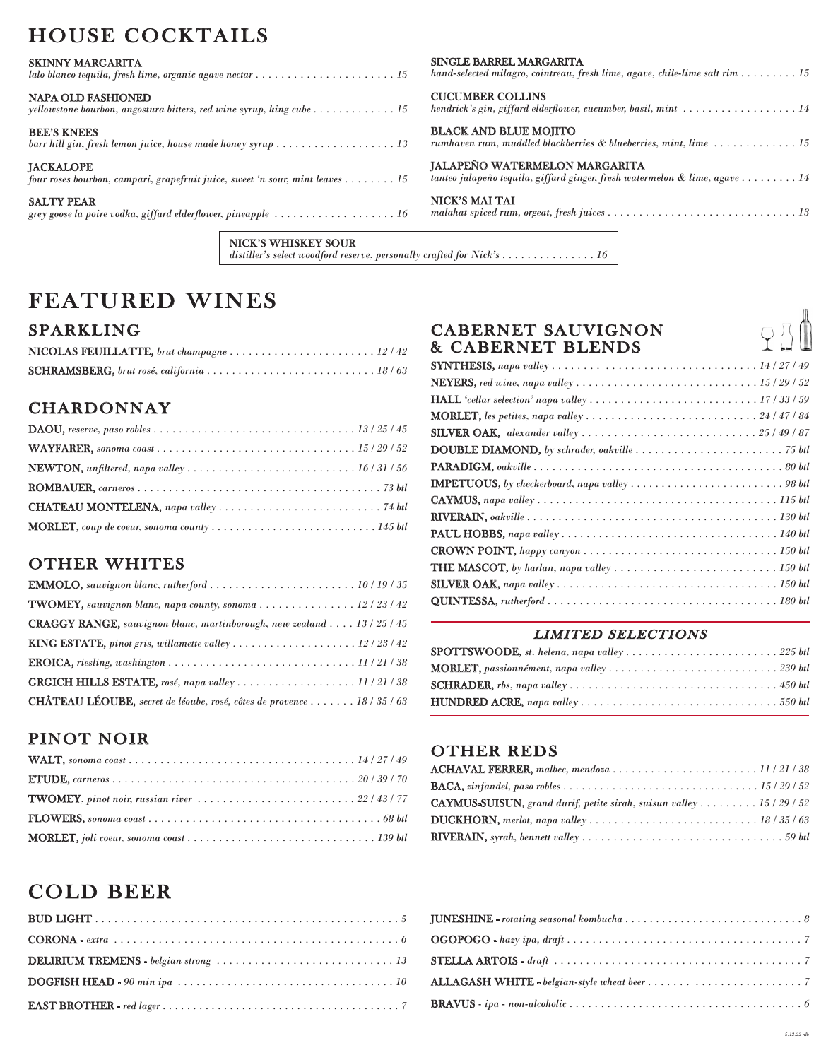# HOUSE COCKTAILS

**SKINNY MARGARITA**
*lalo blanco tequila, fresh lime, organic agave nectar . . . . . . . . . . . . . . . . . . . . . . 15*

**NAPA OLD FASHIONED**
*yellowstone bourbon, angostura bitters, red wine syrup, king cube . . . . . . . . . . . . . 15*

**BEE'S KNEES**
*barr hill gin, fresh lemon juice, house made honey syrup . . . . . . . . . . . . . . . . . . . 13*

**JACKALOPE**
*four roses bourbon, campari, grapefruit juice, sweet 'n sour, mint leaves . . . . . . . . 15*

**SALTY PEAR**
*grey goose la poire vodka, giffard elderflower, pineapple . . . . . . . . . . . . . . . . . . . 16*

**SINGLE BARREL MARGARITA**
*hand-selected milagro, cointreau, fresh lime, agave, chile-lime salt rim . . . . . . . . . 15*

**CUCUMBER COLLINS**
*hendrick's gin, giffard elderflower, cucumber, basil, mint . . . . . . . . . . . . . . . . . . 14*

**BLACK AND BLUE MOJITO**
*rumhaven rum, muddled blackberries & blueberries, mint, lime . . . . . . . . . . . . . 15*

**JALAPEÑO WATERMELON MARGARITA**
*tanteo jalapeño tequila, giffard ginger, fresh watermelon & lime, agave . . . . . . . . . 14*

**NICK'S MAI TAI**
*malahat spiced rum, orgeat, fresh juices . . . . . . . . . . . . . . . . . . . . . . . . . . . . . . 13*

**NICK'S WHISKEY SOUR**
*distiller's select woodford reserve, personally crafted for Nick's . . . . . . . . . . . . . . . 16*

# FEATURED WINES

## SPARKLING

**NICOLAS FEUILLATTE,** *brut champagne . . . . . . . . . . . . . . . . . . . . . . . 12 / 42*

**SCHRAMSBERG,** *brut rosé, california . . . . . . . . . . . . . . . . . . . . . . . . . . . 18 / 63*

## CHARDONNAY

**DAOU,** *reserve, paso robles . . . . . . . . . . . . . . . . . . . . . . . . . . . . . . . . 13 / 25 / 45*

**WAYFARER,** *sonoma coast . . . . . . . . . . . . . . . . . . . . . . . . . . . . . . . . 15 / 29 / 52*

**NEWTON,** *unfiltered, napa valley . . . . . . . . . . . . . . . . . . . . . . . . . . . 16 / 31 / 56*

**ROMBAUER,** *carneros . . . . . . . . . . . . . . . . . . . . . . . . . . . . . . . . . . . . . . 73 btl*

**CHATEAU MONTELENA,** *napa valley . . . . . . . . . . . . . . . . . . . . . . . . . . 74 btl*

**MORLET,** *coup de coeur, sonoma county . . . . . . . . . . . . . . . . . . . . . . . . . . 145 btl*

## OTHER WHITES

**EMMOLO,** *sauvignon blanc, rutherford . . . . . . . . . . . . . . . . . . . . . . . 10 / 19 / 35*

**TWOMEY,** *sauvignon blanc, napa county, sonoma . . . . . . . . . . . . . . . 12 / 23 / 42*

**CRAGGY RANGE,** *sauvignon blanc, martinborough, new zealand . . . . 13 / 25 / 45*

**KING ESTATE,** *pinot gris, willamette valley . . . . . . . . . . . . . . . . . . . . 12 / 23 / 42*

**EROICA,** *riesling, washington . . . . . . . . . . . . . . . . . . . . . . . . . . . . . . 11 / 21 / 38*

**GRGICH HILLS ESTATE,** *rosé, napa valley . . . . . . . . . . . . . . . . . . . . 11 / 21 / 38*

**CHÂTEAU LÉOUBE,** *secret de léoube, rosé, côtes de provence . . . . . . . 18 / 35 / 63*

## PINOT NOIR

**WALT,** *sonoma coast . . . . . . . . . . . . . . . . . . . . . . . . . . . . . . . . . . . . 14 / 27 / 49*

**ETUDE,** *carneros . . . . . . . . . . . . . . . . . . . . . . . . . . . . . . . . . . . . . . . 20 / 39 / 70*

**TWOMEY,** *pinot noir, russian river . . . . . . . . . . . . . . . . . . . . . . . . . 22 / 43 / 77*

**FLOWERS,** *sonoma coast . . . . . . . . . . . . . . . . . . . . . . . . . . . . . . . . . . . . . 68 btl*

**MORLET,** *joli coeur, sonoma coast . . . . . . . . . . . . . . . . . . . . . . . . . . . . . . 139 btl*

## CABERNET SAUVIGNON & CABERNET BLENDS

**SYNTHESIS,** *napa valley . . . . . . . . . . . . . . . . . . . . . . . . . . . . . . . . . 14 / 27 / 49*

**NEYERS,** *red wine, napa valley . . . . . . . . . . . . . . . . . . . . . . . . . . . . 15 / 29 / 52*

**HALL** *'cellar selection' napa valley . . . . . . . . . . . . . . . . . . . . . . . . . . 17 / 33 / 59*

**MORLET,** *les petites, napa valley . . . . . . . . . . . . . . . . . . . . . . . . . . . 24 / 47 / 84*

**SILVER OAK,** *alexander valley . . . . . . . . . . . . . . . . . . . . . . . . . . . . 25 / 49 / 87*

**DOUBLE DIAMOND,** *by schrader, oakville . . . . . . . . . . . . . . . . . . . . . . . . 75 btl*

**PARADIGM,** *oakville . . . . . . . . . . . . . . . . . . . . . . . . . . . . . . . . . . . . . . . . . 80 btl*

**IMPETUOUS,** *by checkerboard, napa valley . . . . . . . . . . . . . . . . . . . . . . . . . 98 btl*

**CAYMUS,** *napa valley . . . . . . . . . . . . . . . . . . . . . . . . . . . . . . . . . . . . . . . 115 btl*

**RIVERAIN,** *oakville . . . . . . . . . . . . . . . . . . . . . . . . . . . . . . . . . . . . . . . . . 130 btl*

**PAUL HOBBS,** *napa valley . . . . . . . . . . . . . . . . . . . . . . . . . . . . . . . . . . . 140 btl*

**CROWN POINT,** *happy canyon . . . . . . . . . . . . . . . . . . . . . . . . . . . . . . . . . 150 btl*

**THE MASCOT,** *by harlan, napa valley . . . . . . . . . . . . . . . . . . . . . . . . . . . 150 btl*

**SILVER OAK,** *napa valley . . . . . . . . . . . . . . . . . . . . . . . . . . . . . . . . . . . . 150 btl*

**QUINTESSA,** *rutherford . . . . . . . . . . . . . . . . . . . . . . . . . . . . . . . . . . . . . 180 btl*

### *LIMITED SELECTIONS*

**SPOTTSWOODE,** *st. helena, napa valley . . . . . . . . . . . . . . . . . . . . . . . . . 225 btl*

**MORLET,** *passionnément, napa valley . . . . . . . . . . . . . . . . . . . . . . . . . . . 239 btl*

**SCHRADER,** *rbs, napa valley . . . . . . . . . . . . . . . . . . . . . . . . . . . . . . . . . . 450 btl*

**HUNDRED ACRE,** *napa valley . . . . . . . . . . . . . . . . . . . . . . . . . . . . . . . . . 550 btl*

## OTHER REDS

**ACHAVAL FERRER,** *malbec, mendoza . . . . . . . . . . . . . . . . . . . . . . . . 11 / 21 / 38*

**BACA,** *zinfandel, paso robles . . . . . . . . . . . . . . . . . . . . . . . . . . . . . . 15 / 29 / 52*

**CAYMUS-SUISUN,** *grand durif, petite sirah, suisun valley . . . . . . . . . 15 / 29 / 52*

**DUCKHORN,** *merlot, napa valley . . . . . . . . . . . . . . . . . . . . . . . . . . . 18 / 35 / 63*

**RIVERAIN,** *syrah, bennett valley . . . . . . . . . . . . . . . . . . . . . . . . . . . . . . . . 59 btl*

# COLD BEER

**BUD LIGHT** . . . . . . . . . . . . . . . . . . . . . . . . . . . . . . . . . . . . . . . . . . . . . . . 5

**CORONA** - *extra* . . . . . . . . . . . . . . . . . . . . . . . . . . . . . . . . . . . . . . . . . . 6

**DELIRIUM TREMENS** - *belgian strong* . . . . . . . . . . . . . . . . . . . . . . . . . . . 13

**DOGFISH HEAD** - *90 min ipa* . . . . . . . . . . . . . . . . . . . . . . . . . . . . . . . . . 10

**EAST BROTHER** - *red lager* . . . . . . . . . . . . . . . . . . . . . . . . . . . . . . . . . . . 7

**JUNESHINE** - *rotating seasonal kombucha* . . . . . . . . . . . . . . . . . . . . . . . . 8

**OGOPOGO** - *hazy ipa, draft* . . . . . . . . . . . . . . . . . . . . . . . . . . . . . . . . . . 7

**STELLA ARTOIS** - *draft* . . . . . . . . . . . . . . . . . . . . . . . . . . . . . . . . . . . . . 7

**ALLAGASH WHITE** - *belgian-style wheat beer* . . . . . . . . . . . . . . . . . . . . . . 7

**BRAVUS** - *ipa - non-alcoholic* . . . . . . . . . . . . . . . . . . . . . . . . . . . . . . . . . 6

*5.12.22 mlb*